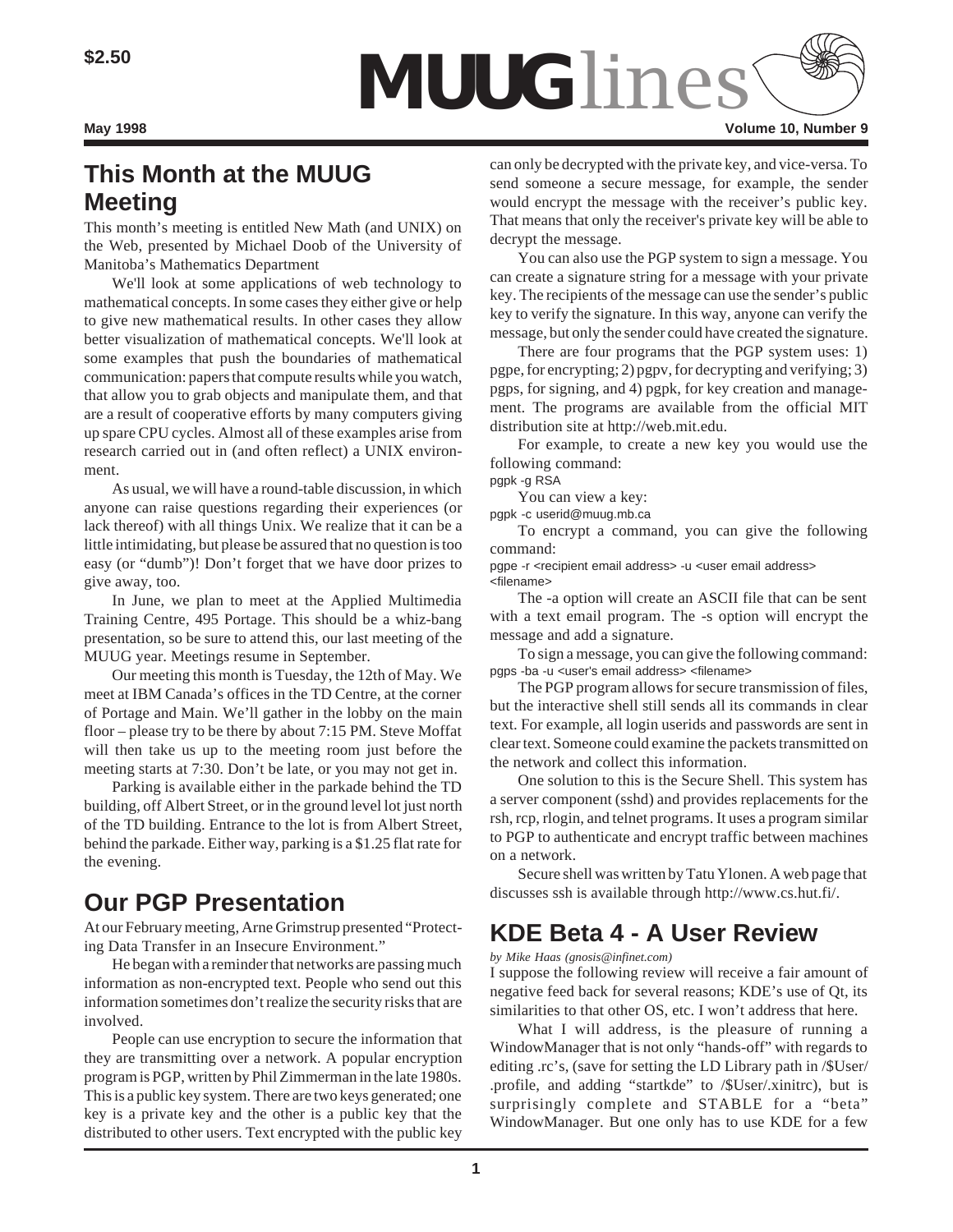$2.50

# MUUGlines

May 1998 Volume 10, Number 9

## This Month at the MUUG Meeting

This month's meeting is entitled New Math (and UNIX) on the Web, presented by Michael Doob of the University of Manitoba's Mathematics Department

We'll look at some applications of web technology to mathematical concepts. In some cases they either give or help to give new mathematical results. In other cases they allow better visualization of mathematical concepts. We'll look at some examples that push the boundaries of mathematical communication: papers that compute results while you watch, that allow you to grab objects and manipulate them, and that are a result of cooperative efforts by many computers giving up spare CPU cycles. Almost all of these examples arise from research carried out in (and often reflect) a UNIX environment.

As usual, we will have a round-table discussion, in which anyone can raise questions regarding their experiences (or lack thereof) with all things Unix. We realize that it can be a little intimidating, but please be assured that no question is too easy (or "dumb")! Don't forget that we have door prizes to give away, too.

In June, we plan to meet at the Applied Multimedia Training Centre, 495 Portage. This should be a whiz-bang presentation, so be sure to attend this, our last meeting of the MUUG year. Meetings resume in September.

Our meeting this month is Tuesday, the 12th of May. We meet at IBM Canada's offices in the TD Centre, at the corner of Portage and Main. We'll gather in the lobby on the main floor – please try to be there by about 7:15 PM. Steve Moffat will then take us up to the meeting room just before the meeting starts at 7:30. Don't be late, or you may not get in.

Parking is available either in the parkade behind the TD building, off Albert Street, or in the ground level lot just north of the TD building. Entrance to the lot is from Albert Street, behind the parkade. Either way, parking is a $1.25 flat rate for the evening.

## Our PGP Presentation

At our February meeting, Arne Grimstrup presented "Protecting Data Transfer in an Insecure Environment."

He began with a reminder that networks are passing much information as non-encrypted text. People who send out this information sometimes don't realize the security risks that are involved.

People can use encryption to secure the information that they are transmitting over a network. A popular encryption program is PGP, written by Phil Zimmerman in the late 1980s. This is a public key system. There are two keys generated; one key is a private key and the other is a public key that the distributed to other users. Text encrypted with the public key can only be decrypted with the private key, and vice-versa. To send someone a secure message, for example, the sender would encrypt the message with the receiver's public key. That means that only the receiver's private key will be able to decrypt the message.

You can also use the PGP system to sign a message. You can create a signature string for a message with your private key. The recipients of the message can use the sender's public key to verify the signature. In this way, anyone can verify the message, but only the sender could have created the signature.

There are four programs that the PGP system uses: 1) pgpe, for encrypting; 2) pgpv, for decrypting and verifying; 3) pgps, for signing, and 4) pgpk, for key creation and management. The programs are available from the official MIT distribution site at http://web.mit.edu.

For example, to create a new key you would use the following command:

```
pgpk -g RSA
```

You can view a key:

```
pgpk -c userid@muug.mb.ca
```

To encrypt a command, you can give the following command:

```
pgpe -r <recipient email address> -u <user email address> <filename>
```

The -a option will create an ASCII file that can be sent with a text email program. The -s option will encrypt the message and add a signature.

To sign a message, you can give the following command:

```
pgps -ba -u <user's email address> <filename>
```

The PGP program allows for secure transmission of files, but the interactive shell still sends all its commands in clear text. For example, all login userids and passwords are sent in clear text. Someone could examine the packets transmitted on the network and collect this information.

One solution to this is the Secure Shell. This system has a server component (sshd) and provides replacements for the rsh, rcp, rlogin, and telnet programs. It uses a program similar to PGP to authenticate and encrypt traffic between machines on a network.

Secure shell was written by Tatu Ylonen. A web page that discusses ssh is available through http://www.cs.hut.fi/.

## KDE Beta 4 - A User Review

*by Mike Haas (gnosis@infinet.com)*

I suppose the following review will receive a fair amount of negative feed back for several reasons; KDE's use of Qt, its similarities to that other OS, etc. I won't address that here.

What I will address, is the pleasure of running a WindowManager that is not only "hands-off" with regards to editing .rc's, (save for setting the LD Library path in /$User/.profile, and adding "startkde" to /$User/.xinitrc), but is surprisingly complete and STABLE for a "beta" WindowManager. But one only has to use KDE for a few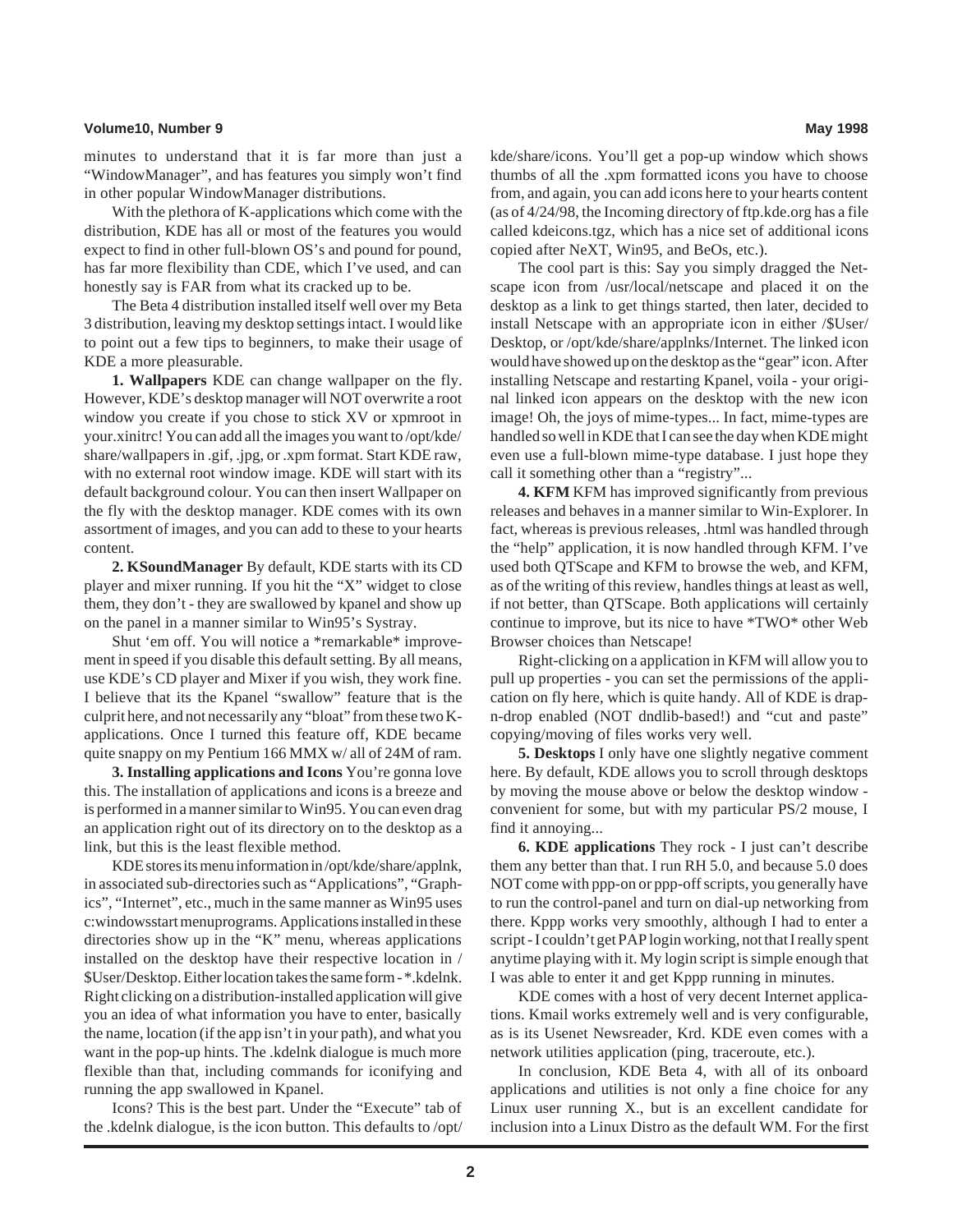minutes to understand that it is far more than just a "WindowManager", and has features you simply won't find in other popular WindowManager distributions.

With the plethora of K-applications which come with the distribution, KDE has all or most of the features you would expect to find in other full-blown OS's and pound for pound, has far more flexibility than CDE, which I've used, and can honestly say is FAR from what its cracked up to be.

The Beta 4 distribution installed itself well over my Beta 3 distribution, leaving my desktop settings intact. I would like to point out a few tips to beginners, to make their usage of KDE a more pleasurable.

**1. Wallpapers** KDE can change wallpaper on the fly. However, KDE's desktop manager will NOT overwrite a root window you create if you chose to stick XV or xpmroot in your.xinitrc! You can add all the images you want to /opt/kde/share/wallpapers in .gif, .jpg, or .xpm format. Start KDE raw, with no external root window image. KDE will start with its default background colour. You can then insert Wallpaper on the fly with the desktop manager. KDE comes with its own assortment of images, and you can add to these to your hearts content.

**2. KSoundManager** By default, KDE starts with its CD player and mixer running. If you hit the "X" widget to close them, they don't - they are swallowed by kpanel and show up on the panel in a manner similar to Win95's Systray.

Shut 'em off. You will notice a *remarkable* improvement in speed if you disable this default setting. By all means, use KDE's CD player and Mixer if you wish, they work fine. I believe that its the Kpanel "swallow" feature that is the culprit here, and not necessarily any "bloat" from these two K-applications. Once I turned this feature off, KDE became quite snappy on my Pentium 166 MMX w/ all of 24M of ram.

**3. Installing applications and Icons** You're gonna love this. The installation of applications and icons is a breeze and is performed in a manner similar to Win95. You can even drag an application right out of its directory on to the desktop as a link, but this is the least flexible method.

KDE stores its menu information in /opt/kde/share/applnk, in associated sub-directories such as "Applications", "Graphics", "Internet", etc., much in the same manner as Win95 uses c:windowsstart menuprograms. Applications installed in these directories show up in the "K" menu, whereas applications installed on the desktop have their respective location in /$User/Desktop. Either location takes the same form - *.kdelnk. Right clicking on a distribution-installed application will give you an idea of what information you have to enter, basically the name, location (if the app isn't in your path), and what you want in the pop-up hints. The .kdelnk dialogue is much more flexible than that, including commands for iconifying and running the app swallowed in Kpanel.

Icons? This is the best part. Under the "Execute" tab of the .kdelnk dialogue, is the icon button. This defaults to /opt/kde/share/icons. You'll get a pop-up window which shows thumbs of all the .xpm formatted icons you have to choose from, and again, you can add icons here to your hearts content (as of 4/24/98, the Incoming directory of ftp.kde.org has a file called kdeicons.tgz, which has a nice set of additional icons copied after NeXT, Win95, and BeOs, etc.).

The cool part is this: Say you simply dragged the Netscape icon from /usr/local/netscape and placed it on the desktop as a link to get things started, then later, decided to install Netscape with an appropriate icon in either /$User/Desktop, or /opt/kde/share/applnks/Internet. The linked icon would have showed up on the desktop as the "gear" icon. After installing Netscape and restarting Kpanel, voila - your original linked icon appears on the desktop with the new icon image! Oh, the joys of mime-types... In fact, mime-types are handled so well in KDE that I can see the day when KDE might even use a full-blown mime-type database. I just hope they call it something other than a "registry"...

**4. KFM** KFM has improved significantly from previous releases and behaves in a manner similar to Win-Explorer. In fact, whereas is previous releases, .html was handled through the "help" application, it is now handled through KFM. I've used both QTScape and KFM to browse the web, and KFM, as of the writing of this review, handles things at least as well, if not better, than QTScape. Both applications will certainly continue to improve, but its nice to have *TWO* other Web Browser choices than Netscape!

Right-clicking on a application in KFM will allow you to pull up properties - you can set the permissions of the application on fly here, which is quite handy. All of KDE is drap-n-drop enabled (NOT dndlib-based!) and "cut and paste" copying/moving of files works very well.

**5. Desktops** I only have one slightly negative comment here. By default, KDE allows you to scroll through desktops by moving the mouse above or below the desktop window - convenient for some, but with my particular PS/2 mouse, I find it annoying...

**6. KDE applications** They rock - I just can't describe them any better than that. I run RH 5.0, and because 5.0 does NOT come with ppp-on or ppp-off scripts, you generally have to run the control-panel and turn on dial-up networking from there. Kppp works very smoothly, although I had to enter a script - I couldn't get PAP login working, not that I really spent anytime playing with it. My login script is simple enough that I was able to enter it and get Kppp running in minutes.

KDE comes with a host of very decent Internet applications. Kmail works extremely well and is very configurable, as is its Usenet Newsreader, Krd. KDE even comes with a network utilities application (ping, traceroute, etc.).

In conclusion, KDE Beta 4, with all of its onboard applications and utilities is not only a fine choice for any Linux user running X., but is an excellent candidate for inclusion into a Linux Distro as the default WM. For the first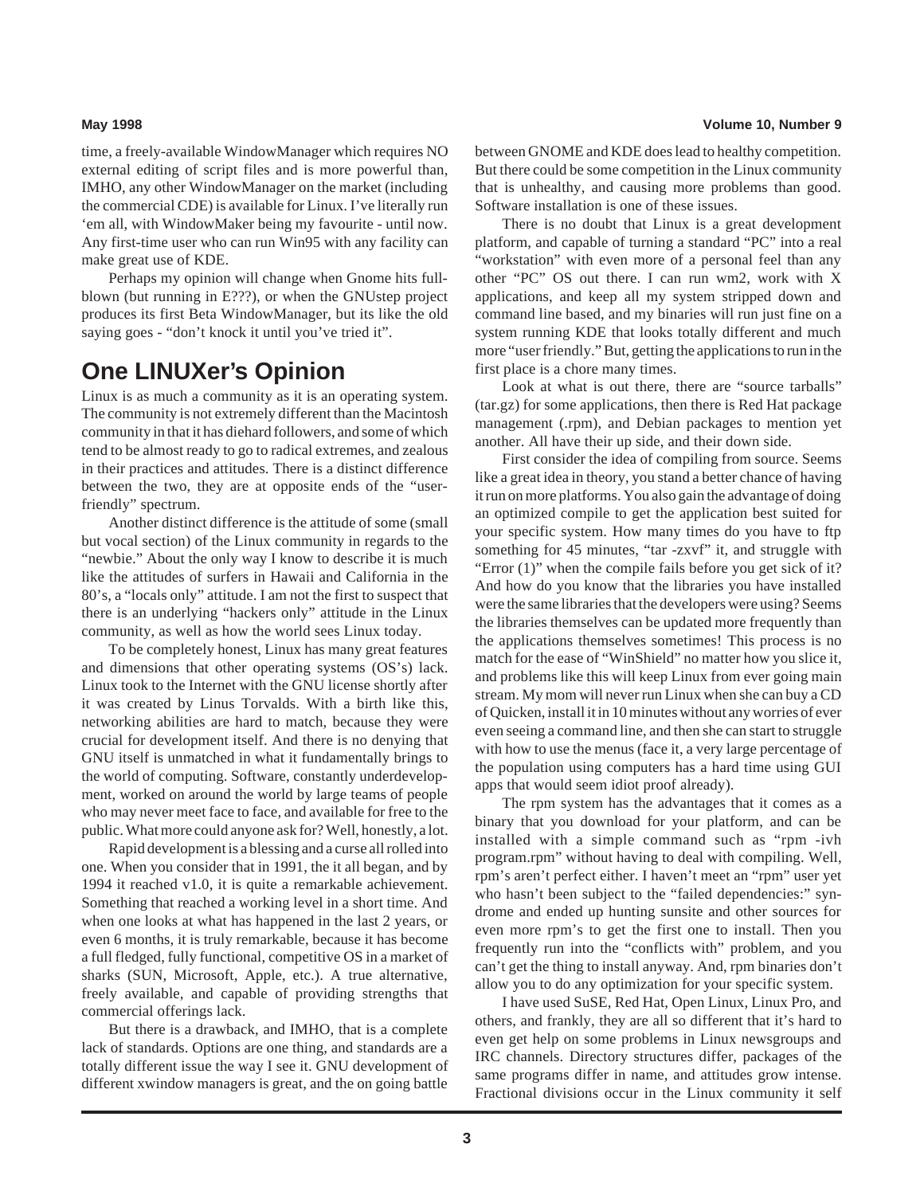time, a freely-available WindowManager which requires NO external editing of script files and is more powerful than, IMHO, any other WindowManager on the market (including the commercial CDE) is available for Linux. I've literally run 'em all, with WindowMaker being my favourite - until now. Any first-time user who can run Win95 with any facility can make great use of KDE.

Perhaps my opinion will change when Gnome hits full-blown (but running in E???), or when the GNUstep project produces its first Beta WindowManager, but its like the old saying goes - "don't knock it until you've tried it".

## One LINUXer's Opinion

Linux is as much a community as it is an operating system. The community is not extremely different than the Macintosh community in that it has diehard followers, and some of which tend to be almost ready to go to radical extremes, and zealous in their practices and attitudes. There is a distinct difference between the two, they are at opposite ends of the "user-friendly" spectrum.

Another distinct difference is the attitude of some (small but vocal section) of the Linux community in regards to the "newbie." About the only way I know to describe it is much like the attitudes of surfers in Hawaii and California in the 80's, a "locals only" attitude. I am not the first to suspect that there is an underlying "hackers only" attitude in the Linux community, as well as how the world sees Linux today.

To be completely honest, Linux has many great features and dimensions that other operating systems (OS's) lack. Linux took to the Internet with the GNU license shortly after it was created by Linus Torvalds. With a birth like this, networking abilities are hard to match, because they were crucial for development itself. And there is no denying that GNU itself is unmatched in what it fundamentally brings to the world of computing. Software, constantly underdevelopment, worked on around the world by large teams of people who may never meet face to face, and available for free to the public. What more could anyone ask for? Well, honestly, a lot.

Rapid development is a blessing and a curse all rolled into one. When you consider that in 1991, the it all began, and by 1994 it reached v1.0, it is quite a remarkable achievement. Something that reached a working level in a short time. And when one looks at what has happened in the last 2 years, or even 6 months, it is truly remarkable, because it has become a full fledged, fully functional, competitive OS in a market of sharks (SUN, Microsoft, Apple, etc.). A true alternative, freely available, and capable of providing strengths that commercial offerings lack.

But there is a drawback, and IMHO, that is a complete lack of standards. Options are one thing, and standards are a totally different issue the way I see it. GNU development of different xwindow managers is great, and the on going battle between GNOME and KDE does lead to healthy competition. But there could be some competition in the Linux community that is unhealthy, and causing more problems than good. Software installation is one of these issues.

There is no doubt that Linux is a great development platform, and capable of turning a standard "PC" into a real "workstation" with even more of a personal feel than any other "PC" OS out there. I can run wm2, work with X applications, and keep all my system stripped down and command line based, and my binaries will run just fine on a system running KDE that looks totally different and much more "user friendly." But, getting the applications to run in the first place is a chore many times.

Look at what is out there, there are "source tarballs" (tar.gz) for some applications, then there is Red Hat package management (.rpm), and Debian packages to mention yet another. All have their up side, and their down side.

First consider the idea of compiling from source. Seems like a great idea in theory, you stand a better chance of having it run on more platforms. You also gain the advantage of doing an optimized compile to get the application best suited for your specific system. How many times do you have to ftp something for 45 minutes, "tar -zxvf" it, and struggle with "Error (1)" when the compile fails before you get sick of it? And how do you know that the libraries you have installed were the same libraries that the developers were using? Seems the libraries themselves can be updated more frequently than the applications themselves sometimes! This process is no match for the ease of "WinShield" no matter how you slice it, and problems like this will keep Linux from ever going main stream. My mom will never run Linux when she can buy a CD of Quicken, install it in 10 minutes without any worries of ever even seeing a command line, and then she can start to struggle with how to use the menus (face it, a very large percentage of the population using computers has a hard time using GUI apps that would seem idiot proof already).

The rpm system has the advantages that it comes as a binary that you download for your platform, and can be installed with a simple command such as "rpm -ivh program.rpm" without having to deal with compiling. Well, rpm's aren't perfect either. I haven't meet an "rpm" user yet who hasn't been subject to the "failed dependencies:" syndrome and ended up hunting sunsite and other sources for even more rpm's to get the first one to install. Then you frequently run into the "conflicts with" problem, and you can't get the thing to install anyway. And, rpm binaries don't allow you to do any optimization for your specific system.

I have used SuSE, Red Hat, Open Linux, Linux Pro, and others, and frankly, they are all so different that it's hard to even get help on some problems in Linux newsgroups and IRC channels. Directory structures differ, packages of the same programs differ in name, and attitudes grow intense. Fractional divisions occur in the Linux community it self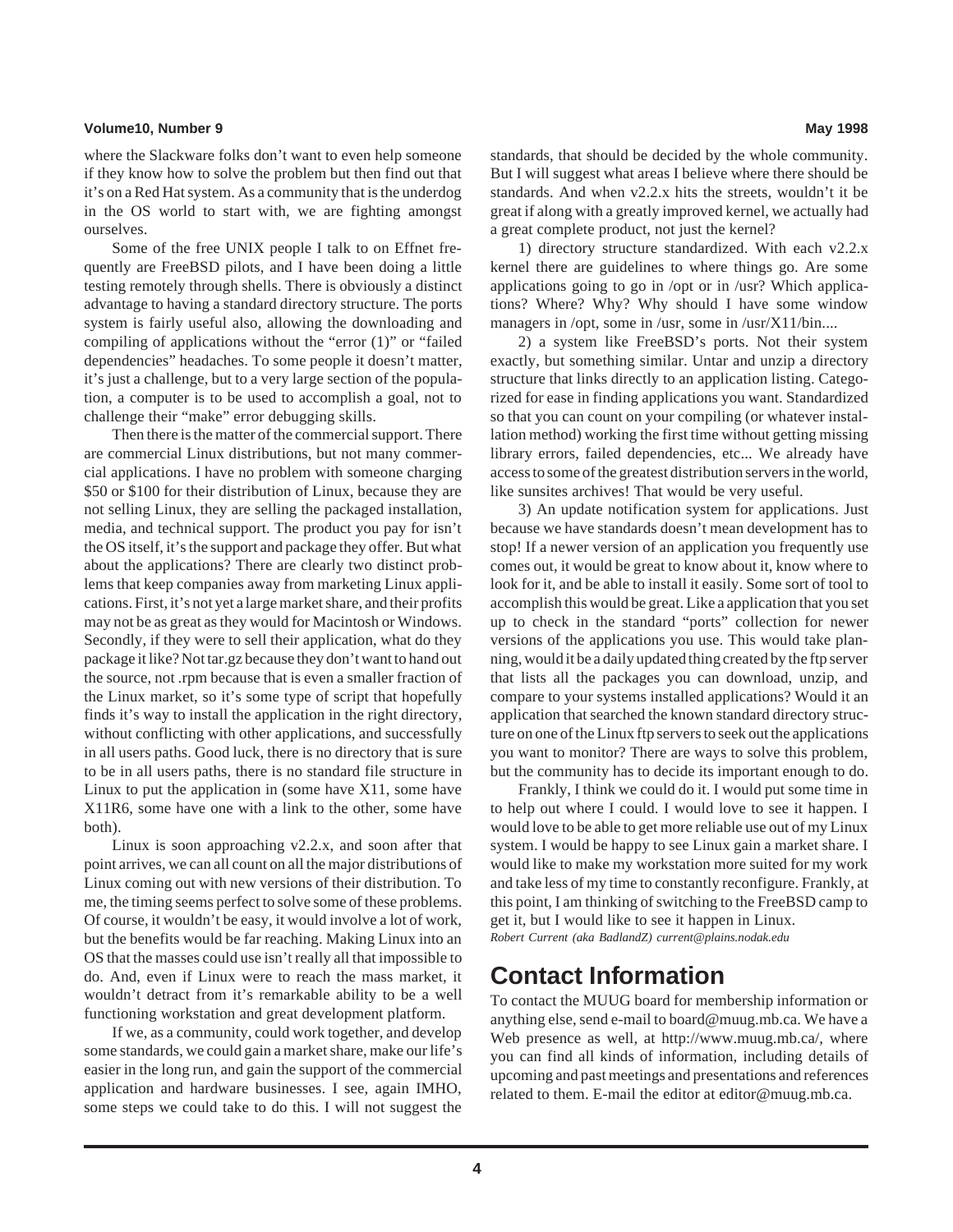where the Slackware folks don't want to even help someone if they know how to solve the problem but then find out that it's on a Red Hat system. As a community that is the underdog in the OS world to start with, we are fighting amongst ourselves.

Some of the free UNIX people I talk to on Effnet frequently are FreeBSD pilots, and I have been doing a little testing remotely through shells. There is obviously a distinct advantage to having a standard directory structure. The ports system is fairly useful also, allowing the downloading and compiling of applications without the "error (1)" or "failed dependencies" headaches. To some people it doesn't matter, it's just a challenge, but to a very large section of the population, a computer is to be used to accomplish a goal, not to challenge their "make" error debugging skills.

Then there is the matter of the commercial support. There are commercial Linux distributions, but not many commercial applications. I have no problem with someone charging $50 or $100 for their distribution of Linux, because they are not selling Linux, they are selling the packaged installation, media, and technical support. The product you pay for isn't the OS itself, it's the support and package they offer. But what about the applications? There are clearly two distinct problems that keep companies away from marketing Linux applications. First, it's not yet a large market share, and their profits may not be as great as they would for Macintosh or Windows. Secondly, if they were to sell their application, what do they package it like? Not tar.gz because they don't want to hand out the source, not .rpm because that is even a smaller fraction of the Linux market, so it's some type of script that hopefully finds it's way to install the application in the right directory, without conflicting with other applications, and successfully in all users paths. Good luck, there is no directory that is sure to be in all users paths, there is no standard file structure in Linux to put the application in (some have X11, some have X11R6, some have one with a link to the other, some have both).

Linux is soon approaching v2.2.x, and soon after that point arrives, we can all count on all the major distributions of Linux coming out with new versions of their distribution. To me, the timing seems perfect to solve some of these problems. Of course, it wouldn't be easy, it would involve a lot of work, but the benefits would be far reaching. Making Linux into an OS that the masses could use isn't really all that impossible to do. And, even if Linux were to reach the mass market, it wouldn't detract from it's remarkable ability to be a well functioning workstation and great development platform.

If we, as a community, could work together, and develop some standards, we could gain a market share, make our life's easier in the long run, and gain the support of the commercial application and hardware businesses. I see, again IMHO, some steps we could take to do this. I will not suggest the standards, that should be decided by the whole community. But I will suggest what areas I believe where there should be standards. And when v2.2.x hits the streets, wouldn't it be great if along with a greatly improved kernel, we actually had a great complete product, not just the kernel?

1) directory structure standardized. With each v2.2.x kernel there are guidelines to where things go. Are some applications going to go in /opt or in /usr? Which applications? Where? Why? Why should I have some window managers in /opt, some in /usr, some in /usr/X11/bin....

2) a system like FreeBSD's ports. Not their system exactly, but something similar. Untar and unzip a directory structure that links directly to an application listing. Categorized for ease in finding applications you want. Standardized so that you can count on your compiling (or whatever installation method) working the first time without getting missing library errors, failed dependencies, etc... We already have access to some of the greatest distribution servers in the world, like sunsites archives! That would be very useful.

3) An update notification system for applications. Just because we have standards doesn't mean development has to stop! If a newer version of an application you frequently use comes out, it would be great to know about it, know where to look for it, and be able to install it easily. Some sort of tool to accomplish this would be great. Like a application that you set up to check in the standard "ports" collection for newer versions of the applications you use. This would take planning, would it be a daily updated thing created by the ftp server that lists all the packages you can download, unzip, and compare to your systems installed applications? Would it an application that searched the known standard directory structure on one of the Linux ftp servers to seek out the applications you want to monitor? There are ways to solve this problem, but the community has to decide its important enough to do.

Frankly, I think we could do it. I would put some time in to help out where I could. I would love to see it happen. I would love to be able to get more reliable use out of my Linux system. I would be happy to see Linux gain a market share. I would like to make my workstation more suited for my work and take less of my time to constantly reconfigure. Frankly, at this point, I am thinking of switching to the FreeBSD camp to get it, but I would like to see it happen in Linux.

*Robert Current (aka BadlandZ) current@plains.nodak.edu*

# Contact Information

To contact the MUUG board for membership information or anything else, send e-mail to board@muug.mb.ca. We have a Web presence as well, at http://www.muug.mb.ca/, where you can find all kinds of information, including details of upcoming and past meetings and presentations and references related to them. E-mail the editor at editor@muug.mb.ca.